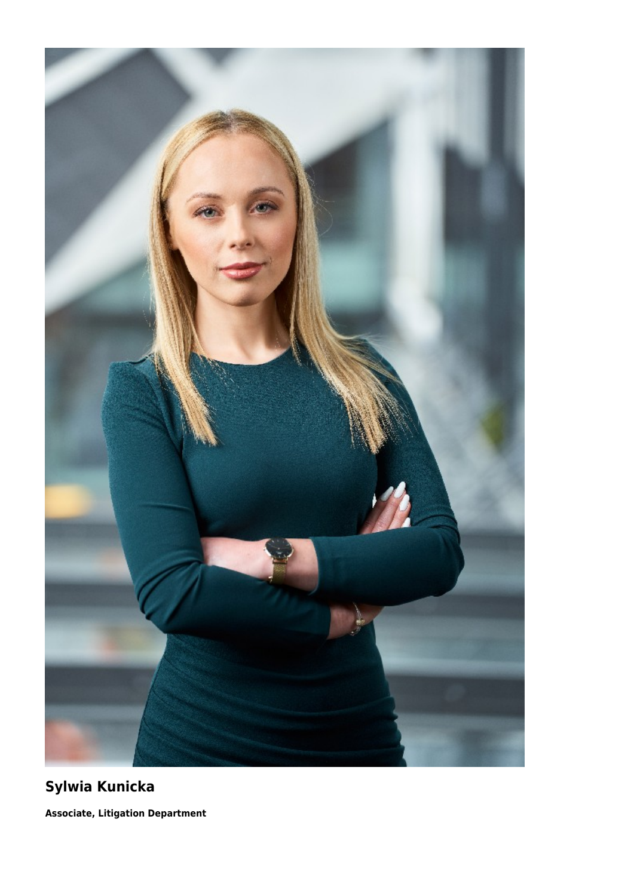**Sylwia Kunicka**

**Associate, Litigation Department**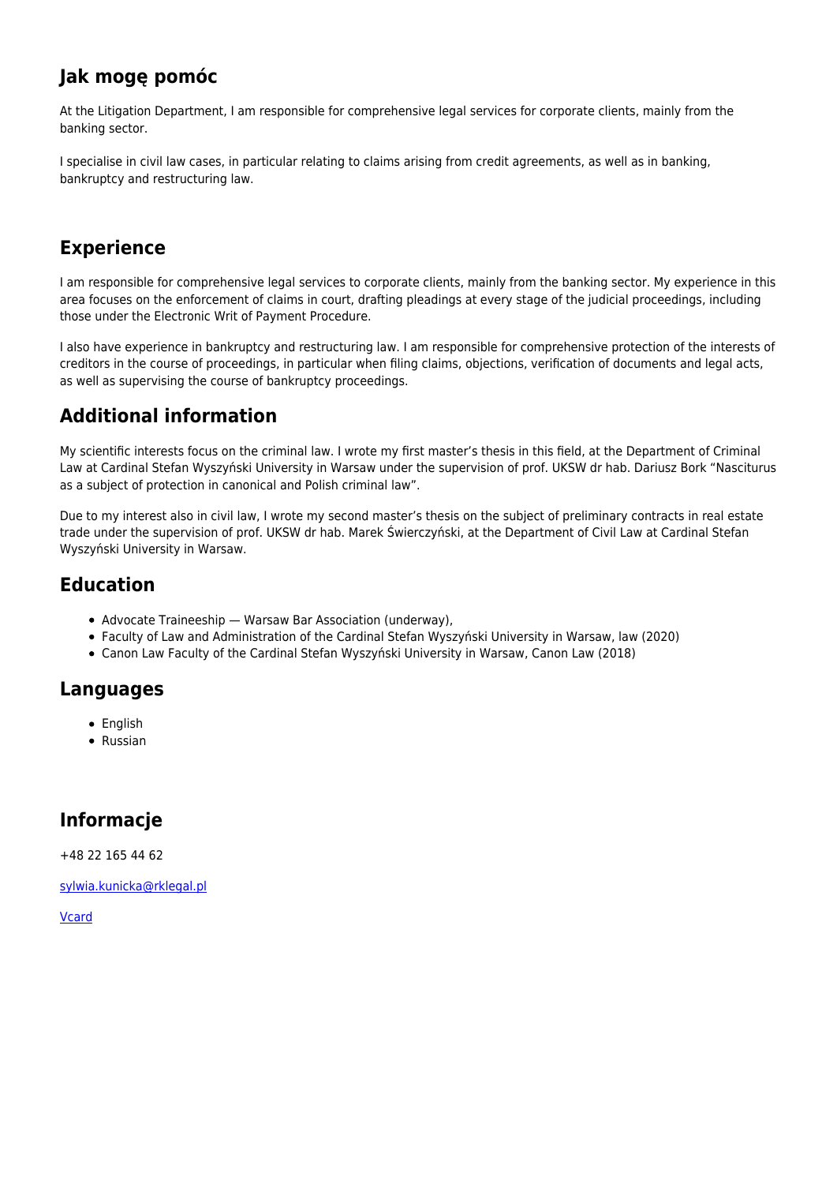## Jak mogę pomóc

At the Litigation Department, I am responsible for comprehensive legal services for corporate clients, mainly from the banking sector.

I specialise in civil law cases, in particular relating to claims arising from credit agreements, as well as in banking, bankruptcy and restructuring law.

## Experience

I am responsible for comprehensive legal services to corporate clients, mainly from the banking sector. My experience in this area focuses on the enforcement of claims in court, drafting pleadings at every stage of the judicial proceedings, including those under the Electronic Writ of Payment Procedure.

I also have experience in bankruptcy and restructuring law. I am responsible for comprehensive protection of the interests of creditors in the course of proceedings, in particular when filing claims, objections, verification of documents and legal acts, as well as supervising the course of bankruptcy proceedings.

## Additional information

My scientific interests focus on the criminal law. I wrote my first master's thesis in this field, at the Department of Criminal Law at Cardinal Stefan Wyszyński University in Warsaw under the supervision of prof. UKSW dr hab. Dariusz Bork "Nasciturus as a subject of protection in canonical and Polish criminal law".

Due to my interest also in civil law, I wrote my second master's thesis on the subject of preliminary contracts in real estate trade under the supervision of prof. UKSW dr hab. Marek Świerczyński, at the Department of Civil Law at Cardinal Stefan Wyszyński University in Warsaw.

## Education

- Advocate Traineeship — Warsaw Bar Association (underway),
- Faculty of Law and Administration of the Cardinal Stefan Wyszyński University in Warsaw, law (2020)
- Canon Law Faculty of the Cardinal Stefan Wyszyński University in Warsaw, Canon Law (2018)

## Languages

- English
- Russian

## Informacje

+48 22 165 44 62

sylwia.kunicka@rklegal.pl

Vcard